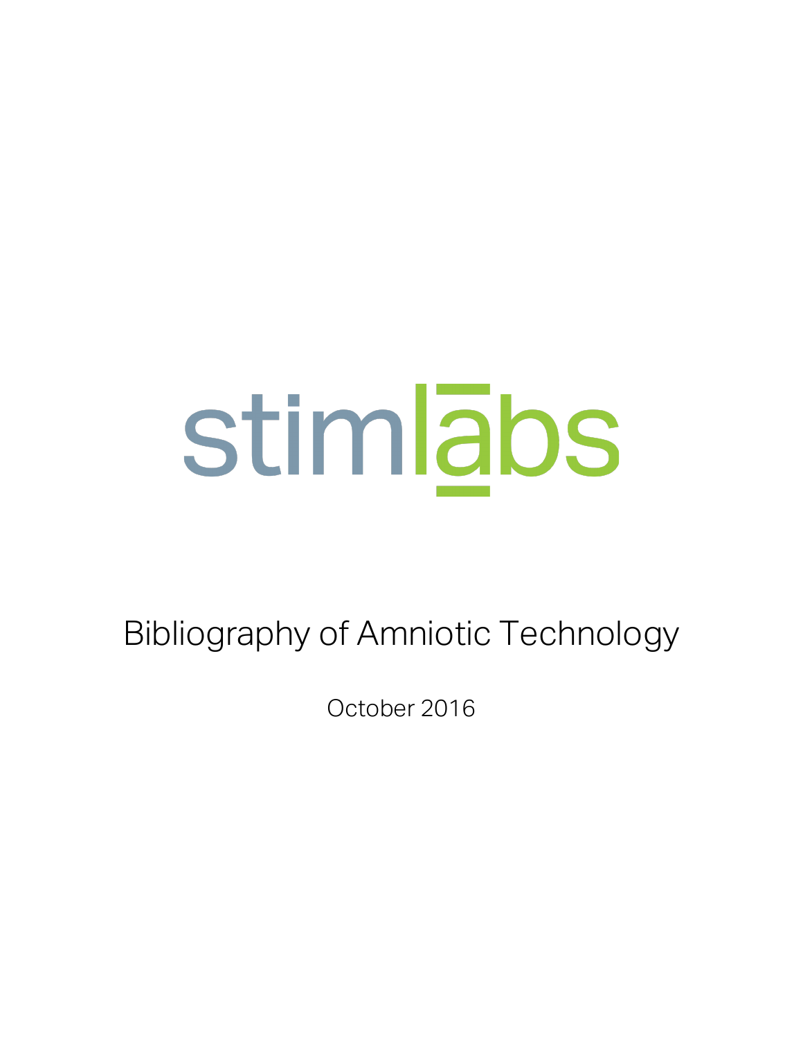stimlabs

# Bibliography of Amniotic Technology

October 2016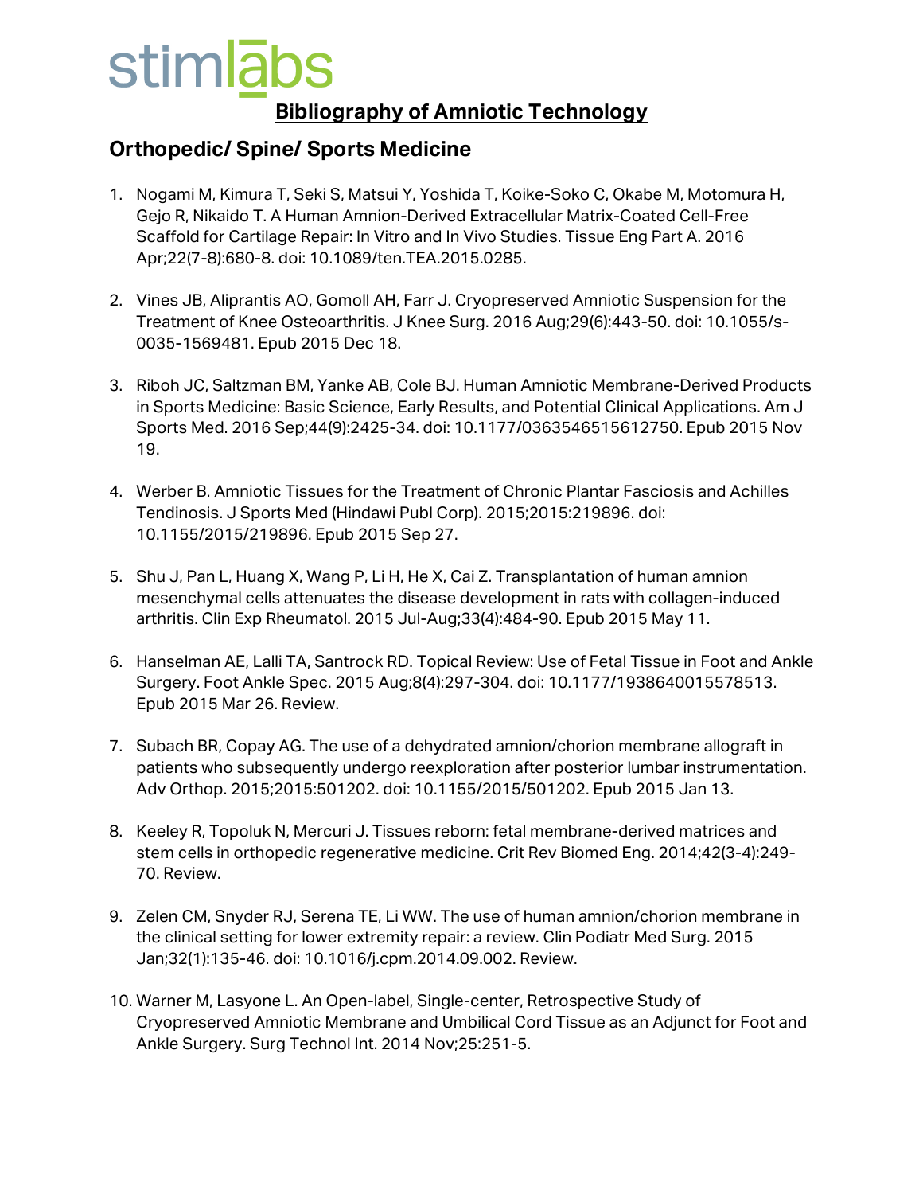# Bibliography of Amniotic Technology

## Orthopedic/ Spine/ Sports Medicine

1. Nogami M, Kimura T, Seki S, Matsui Y, Yoshida T, Koike-Soko C, Okabe M, Motomura H, Gejo R, Nikaido T. A Human Amnion-Derived Extracellular Matrix-Coated Cell-Free Scaffold for Cartilage Repair: In Vitro and In Vivo Studies. Tissue Eng Part A. 2016 Apr;22(7-8):680-8. doi: 10.1089/ten.TEA.2015.0285.

2. Vines JB, Aliprantis AO, Gomoll AH, Farr J. Cryopreserved Amniotic Suspension for the Treatment of Knee Osteoarthritis. J Knee Surg. 2016 Aug;29(6):443-50. doi: 10.1055/s-0035-1569481. Epub 2015 Dec 18.

3. Riboh JC, Saltzman BM, Yanke AB, Cole BJ. Human Amniotic Membrane-Derived Products in Sports Medicine: Basic Science, Early Results, and Potential Clinical Applications. Am J Sports Med. 2016 Sep;44(9):2425-34. doi: 10.1177/0363546515612750. Epub 2015 Nov 19.

4. Werber B. Amniotic Tissues for the Treatment of Chronic Plantar Fasciosis and Achilles Tendinosis. J Sports Med (Hindawi Publ Corp). 2015;2015:219896. doi: 10.1155/2015/219896. Epub 2015 Sep 27.

5. Shu J, Pan L, Huang X, Wang P, Li H, He X, Cai Z. Transplantation of human amnion mesenchymal cells attenuates the disease development in rats with collagen-induced arthritis. Clin Exp Rheumatol. 2015 Jul-Aug;33(4):484-90. Epub 2015 May 11.

6. Hanselman AE, Lalli TA, Santrock RD. Topical Review: Use of Fetal Tissue in Foot and Ankle Surgery. Foot Ankle Spec. 2015 Aug;8(4):297-304. doi: 10.1177/1938640015578513. Epub 2015 Mar 26. Review.

7. Subach BR, Copay AG. The use of a dehydrated amnion/chorion membrane allograft in patients who subsequently undergo reexploration after posterior lumbar instrumentation. Adv Orthop. 2015;2015:501202. doi: 10.1155/2015/501202. Epub 2015 Jan 13.

8. Keeley R, Topoluk N, Mercuri J. Tissues reborn: fetal membrane-derived matrices and stem cells in orthopedic regenerative medicine. Crit Rev Biomed Eng. 2014;42(3-4):249-70. Review.

9. Zelen CM, Snyder RJ, Serena TE, Li WW. The use of human amnion/chorion membrane in the clinical setting for lower extremity repair: a review. Clin Podiatr Med Surg. 2015 Jan;32(1):135-46. doi: 10.1016/j.cpm.2014.09.002. Review.

10. Warner M, Lasyone L. An Open-label, Single-center, Retrospective Study of Cryopreserved Amniotic Membrane and Umbilical Cord Tissue as an Adjunct for Foot and Ankle Surgery. Surg Technol Int. 2014 Nov;25:251-5.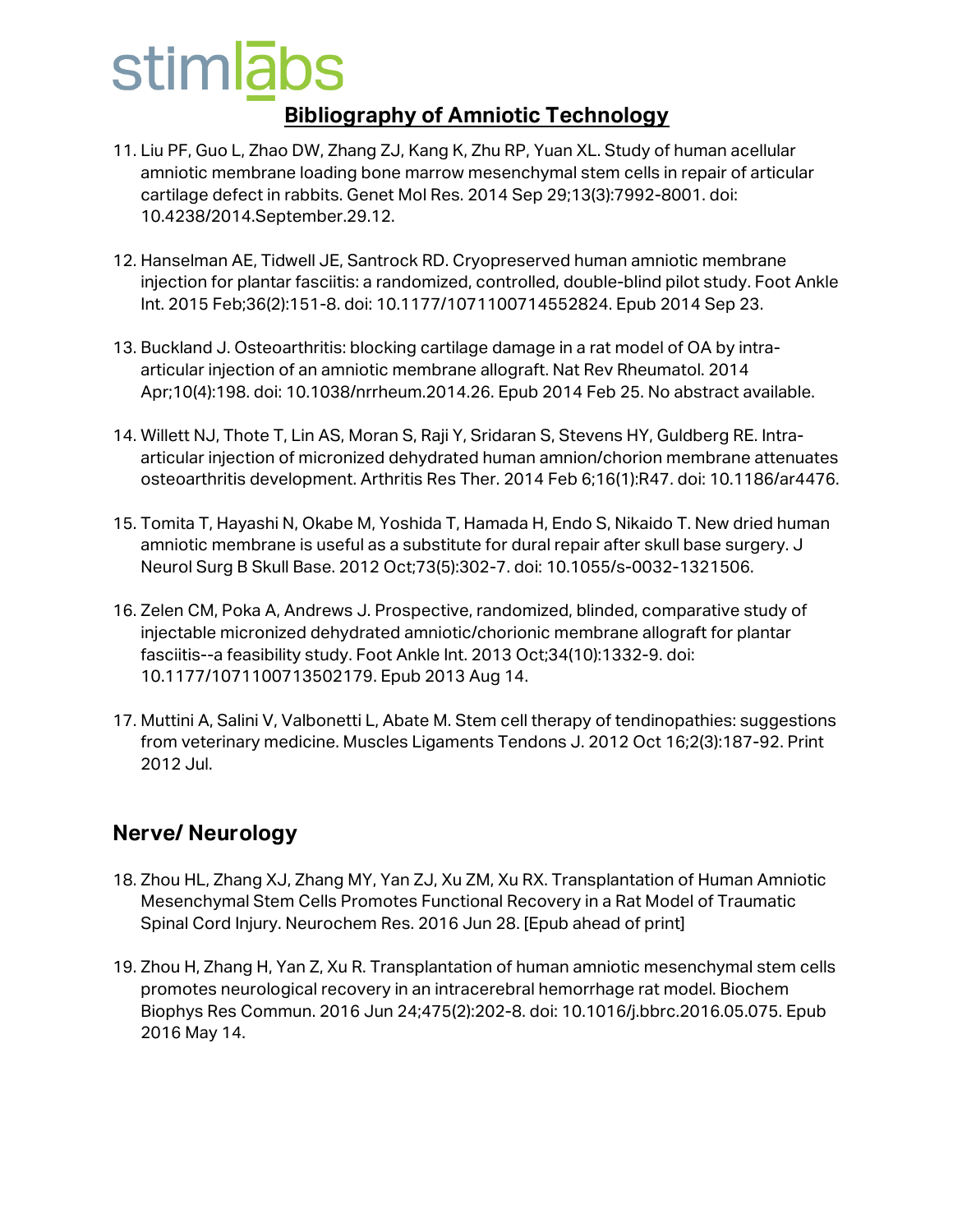11. Liu PF, Guo L, Zhao DW, Zhang ZJ, Kang K, Zhu RP, Yuan XL. Study of human acellular amniotic membrane loading bone marrow mesenchymal stem cells in repair of articular cartilage defect in rabbits. Genet Mol Res. 2014 Sep 29;13(3):7992-8001. doi: 10.4238/2014.September.29.12.

12. Hanselman AE, Tidwell JE, Santrock RD. Cryopreserved human amniotic membrane injection for plantar fasciitis: a randomized, controlled, double-blind pilot study. Foot Ankle Int. 2015 Feb;36(2):151-8. doi: 10.1177/1071100714552824. Epub 2014 Sep 23.

13. Buckland J. Osteoarthritis: blocking cartilage damage in a rat model of OA by intra-articular injection of an amniotic membrane allograft. Nat Rev Rheumatol. 2014 Apr;10(4):198. doi: 10.1038/nrrheum.2014.26. Epub 2014 Feb 25. No abstract available.

14. Willett NJ, Thote T, Lin AS, Moran S, Raji Y, Sridaran S, Stevens HY, Guldberg RE. Intra-articular injection of micronized dehydrated human amnion/chorion membrane attenuates osteoarthritis development. Arthritis Res Ther. 2014 Feb 6;16(1):R47. doi: 10.1186/ar4476.

15. Tomita T, Hayashi N, Okabe M, Yoshida T, Hamada H, Endo S, Nikaido T. New dried human amniotic membrane is useful as a substitute for dural repair after skull base surgery. J Neurol Surg B Skull Base. 2012 Oct;73(5):302-7. doi: 10.1055/s-0032-1321506.

16. Zelen CM, Poka A, Andrews J. Prospective, randomized, blinded, comparative study of injectable micronized dehydrated amniotic/chorionic membrane allograft for plantar fasciitis--a feasibility study. Foot Ankle Int. 2013 Oct;34(10):1332-9. doi: 10.1177/1071100713502179. Epub 2013 Aug 14.

17. Muttini A, Salini V, Valbonetti L, Abate M. Stem cell therapy of tendinopathies: suggestions from veterinary medicine. Muscles Ligaments Tendons J. 2012 Oct 16;2(3):187-92. Print 2012 Jul.

## Nerve/ Neurology

18. Zhou HL, Zhang XJ, Zhang MY, Yan ZJ, Xu ZM, Xu RX. Transplantation of Human Amniotic Mesenchymal Stem Cells Promotes Functional Recovery in a Rat Model of Traumatic Spinal Cord Injury. Neurochem Res. 2016 Jun 28. [Epub ahead of print]

19. Zhou H, Zhang H, Yan Z, Xu R. Transplantation of human amniotic mesenchymal stem cells promotes neurological recovery in an intracerebral hemorrhage rat model. Biochem Biophys Res Commun. 2016 Jun 24;475(2):202-8. doi: 10.1016/j.bbrc.2016.05.075. Epub 2016 May 14.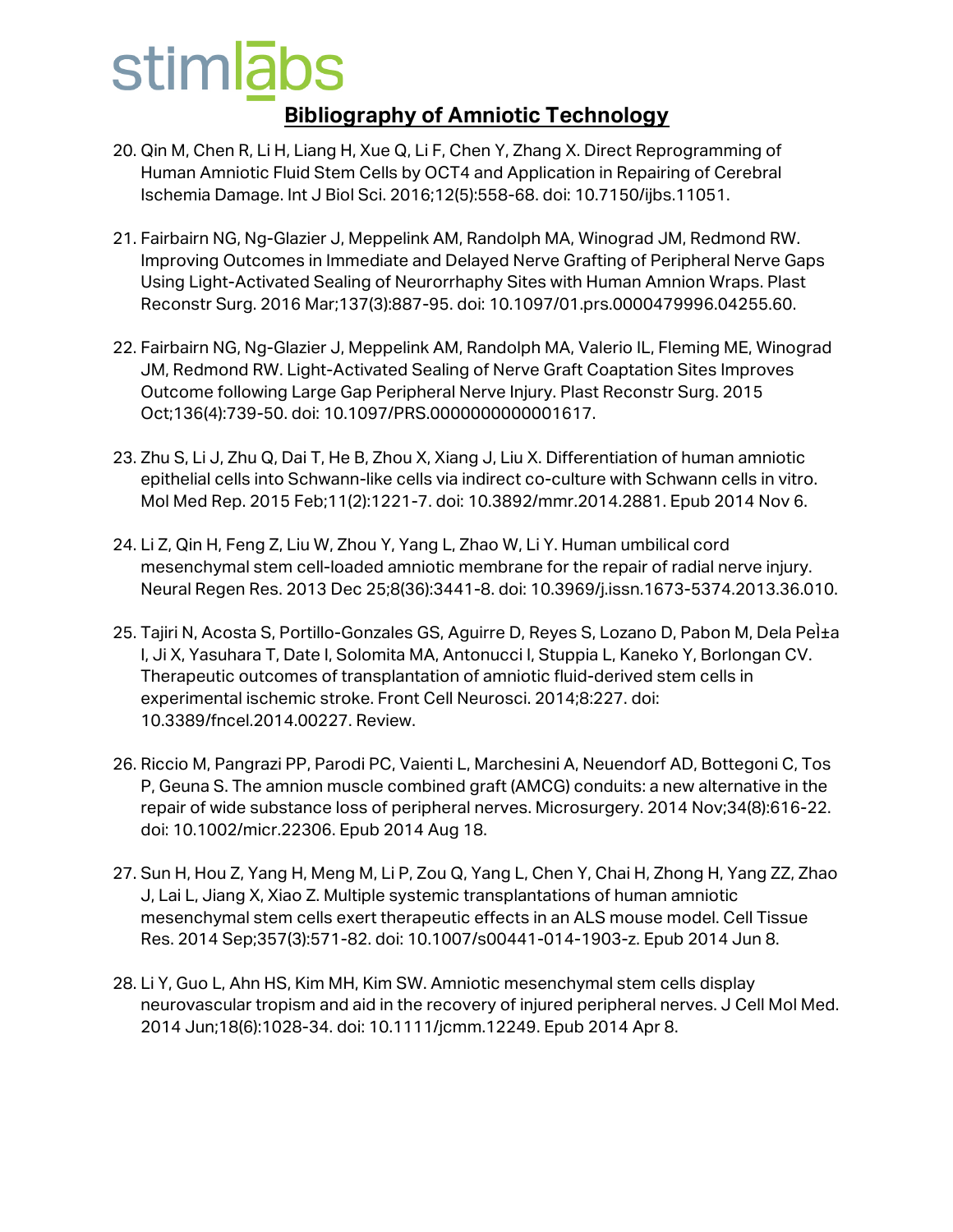20. Qin M, Chen R, Li H, Liang H, Xue Q, Li F, Chen Y, Zhang X. Direct Reprogramming of Human Amniotic Fluid Stem Cells by OCT4 and Application in Repairing of Cerebral Ischemia Damage. Int J Biol Sci. 2016;12(5):558-68. doi: 10.7150/ijbs.11051.

21. Fairbairn NG, Ng-Glazier J, Meppelink AM, Randolph MA, Winograd JM, Redmond RW. Improving Outcomes in Immediate and Delayed Nerve Grafting of Peripheral Nerve Gaps Using Light-Activated Sealing of Neurorrhaphy Sites with Human Amnion Wraps. Plast Reconstr Surg. 2016 Mar;137(3):887-95. doi: 10.1097/01.prs.0000479996.04255.60.

22. Fairbairn NG, Ng-Glazier J, Meppelink AM, Randolph MA, Valerio IL, Fleming ME, Winograd JM, Redmond RW. Light-Activated Sealing of Nerve Graft Coaptation Sites Improves Outcome following Large Gap Peripheral Nerve Injury. Plast Reconstr Surg. 2015 Oct;136(4):739-50. doi: 10.1097/PRS.0000000000001617.

23. Zhu S, Li J, Zhu Q, Dai T, He B, Zhou X, Xiang J, Liu X. Differentiation of human amniotic epithelial cells into Schwann-like cells via indirect co-culture with Schwann cells in vitro. Mol Med Rep. 2015 Feb;11(2):1221-7. doi: 10.3892/mmr.2014.2881. Epub 2014 Nov 6.

24. Li Z, Qin H, Feng Z, Liu W, Zhou Y, Yang L, Zhao W, Li Y. Human umbilical cord mesenchymal stem cell-loaded amniotic membrane for the repair of radial nerve injury. Neural Regen Res. 2013 Dec 25;8(36):3441-8. doi: 10.3969/j.issn.1673-5374.2013.36.010.

25. Tajiri N, Acosta S, Portillo-Gonzales GS, Aguirre D, Reyes S, Lozano D, Pabon M, Dela PeÌ±a I, Ji X, Yasuhara T, Date I, Solomita MA, Antonucci I, Stuppia L, Kaneko Y, Borlongan CV. Therapeutic outcomes of transplantation of amniotic fluid-derived stem cells in experimental ischemic stroke. Front Cell Neurosci. 2014;8:227. doi: 10.3389/fncel.2014.00227. Review.

26. Riccio M, Pangrazi PP, Parodi PC, Vaienti L, Marchesini A, Neuendorf AD, Bottegoni C, Tos P, Geuna S. The amnion muscle combined graft (AMCG) conduits: a new alternative in the repair of wide substance loss of peripheral nerves. Microsurgery. 2014 Nov;34(8):616-22. doi: 10.1002/micr.22306. Epub 2014 Aug 18.

27. Sun H, Hou Z, Yang H, Meng M, Li P, Zou Q, Yang L, Chen Y, Chai H, Zhong H, Yang ZZ, Zhao J, Lai L, Jiang X, Xiao Z. Multiple systemic transplantations of human amniotic mesenchymal stem cells exert therapeutic effects in an ALS mouse model. Cell Tissue Res. 2014 Sep;357(3):571-82. doi: 10.1007/s00441-014-1903-z. Epub 2014 Jun 8.

28. Li Y, Guo L, Ahn HS, Kim MH, Kim SW. Amniotic mesenchymal stem cells display neurovascular tropism and aid in the recovery of injured peripheral nerves. J Cell Mol Med. 2014 Jun;18(6):1028-34. doi: 10.1111/jcmm.12249. Epub 2014 Apr 8.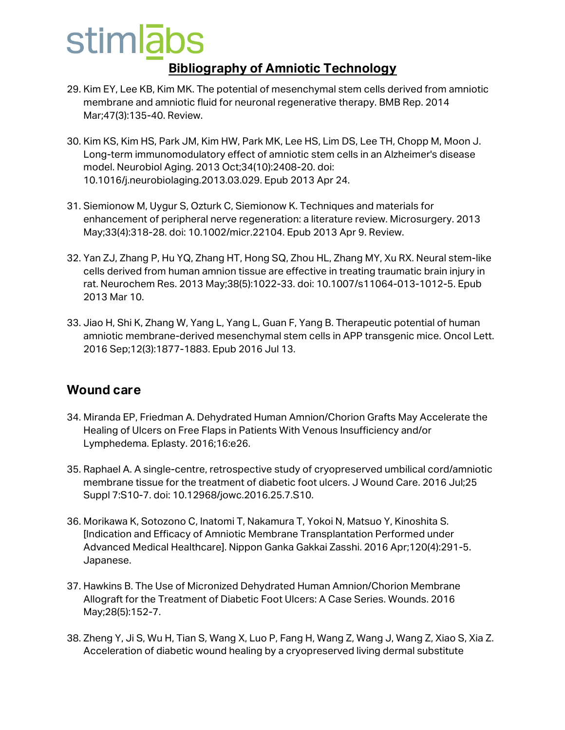29. Kim EY, Lee KB, Kim MK. The potential of mesenchymal stem cells derived from amniotic membrane and amniotic fluid for neuronal regenerative therapy. BMB Rep. 2014 Mar;47(3):135-40. Review.

30. Kim KS, Kim HS, Park JM, Kim HW, Park MK, Lee HS, Lim DS, Lee TH, Chopp M, Moon J. Long-term immunomodulatory effect of amniotic stem cells in an Alzheimer's disease model. Neurobiol Aging. 2013 Oct;34(10):2408-20. doi: 10.1016/j.neurobiolaging.2013.03.029. Epub 2013 Apr 24.

31. Siemionow M, Uygur S, Ozturk C, Siemionow K. Techniques and materials for enhancement of peripheral nerve regeneration: a literature review. Microsurgery. 2013 May;33(4):318-28. doi: 10.1002/micr.22104. Epub 2013 Apr 9. Review.

32. Yan ZJ, Zhang P, Hu YQ, Zhang HT, Hong SQ, Zhou HL, Zhang MY, Xu RX. Neural stem-like cells derived from human amnion tissue are effective in treating traumatic brain injury in rat. Neurochem Res. 2013 May;38(5):1022-33. doi: 10.1007/s11064-013-1012-5. Epub 2013 Mar 10.

33. Jiao H, Shi K, Zhang W, Yang L, Yang L, Guan F, Yang B. Therapeutic potential of human amniotic membrane-derived mesenchymal stem cells in APP transgenic mice. Oncol Lett. 2016 Sep;12(3):1877-1883. Epub 2016 Jul 13.

## Wound care

34. Miranda EP, Friedman A. Dehydrated Human Amnion/Chorion Grafts May Accelerate the Healing of Ulcers on Free Flaps in Patients With Venous Insufficiency and/or Lymphedema. Eplasty. 2016;16:e26.

35. Raphael A. A single-centre, retrospective study of cryopreserved umbilical cord/amniotic membrane tissue for the treatment of diabetic foot ulcers. J Wound Care. 2016 Jul;25 Suppl 7:S10-7. doi: 10.12968/jowc.2016.25.7.S10.

36. Morikawa K, Sotozono C, Inatomi T, Nakamura T, Yokoi N, Matsuo Y, Kinoshita S. [Indication and Efficacy of Amniotic Membrane Transplantation Performed under Advanced Medical Healthcare]. Nippon Ganka Gakkai Zasshi. 2016 Apr;120(4):291-5. Japanese.

37. Hawkins B. The Use of Micronized Dehydrated Human Amnion/Chorion Membrane Allograft for the Treatment of Diabetic Foot Ulcers: A Case Series. Wounds. 2016 May;28(5):152-7.

38. Zheng Y, Ji S, Wu H, Tian S, Wang X, Luo P, Fang H, Wang Z, Wang J, Wang Z, Xiao S, Xia Z. Acceleration of diabetic wound healing by a cryopreserved living dermal substitute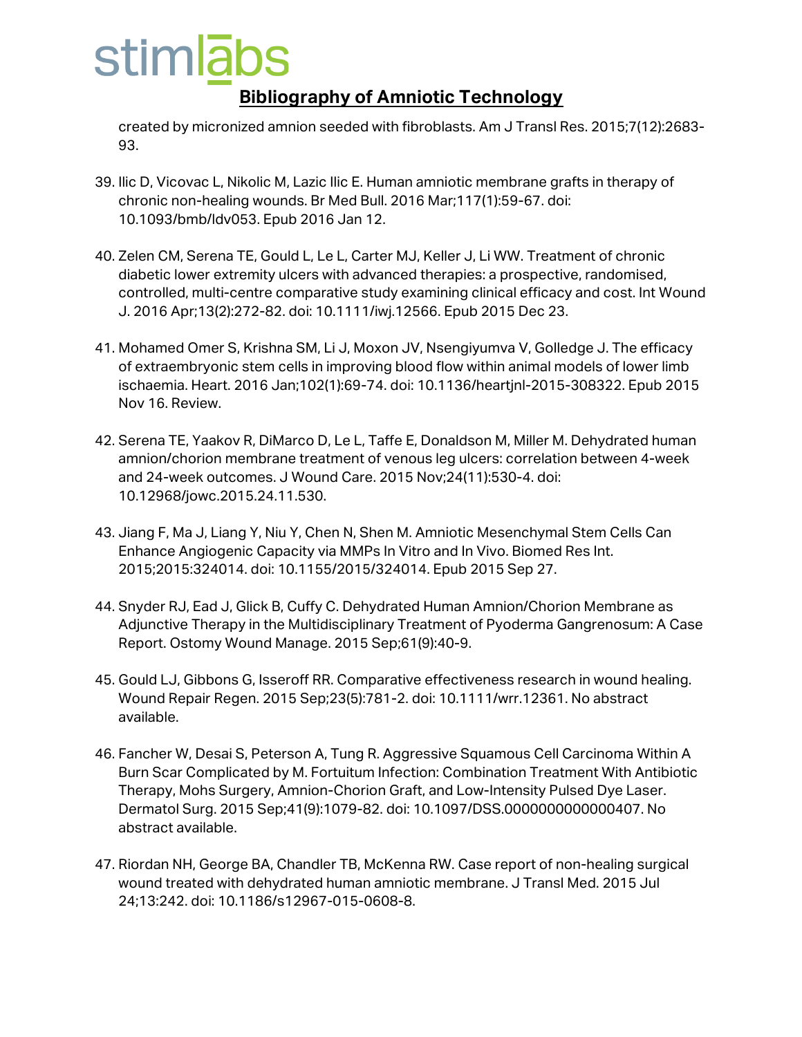created by micronized amnion seeded with fibroblasts. Am J Transl Res. 2015;7(12):2683-93.

39. Ilic D, Vicovac L, Nikolic M, Lazic Ilic E. Human amniotic membrane grafts in therapy of chronic non-healing wounds. Br Med Bull. 2016 Mar;117(1):59-67. doi: 10.1093/bmb/ldv053. Epub 2016 Jan 12.

40. Zelen CM, Serena TE, Gould L, Le L, Carter MJ, Keller J, Li WW. Treatment of chronic diabetic lower extremity ulcers with advanced therapies: a prospective, randomised, controlled, multi-centre comparative study examining clinical efficacy and cost. Int Wound J. 2016 Apr;13(2):272-82. doi: 10.1111/iwj.12566. Epub 2015 Dec 23.

41. Mohamed Omer S, Krishna SM, Li J, Moxon JV, Nsengiyumva V, Golledge J. The efficacy of extraembryonic stem cells in improving blood flow within animal models of lower limb ischaemia. Heart. 2016 Jan;102(1):69-74. doi: 10.1136/heartjnl-2015-308322. Epub 2015 Nov 16. Review.

42. Serena TE, Yaakov R, DiMarco D, Le L, Taffe E, Donaldson M, Miller M. Dehydrated human amnion/chorion membrane treatment of venous leg ulcers: correlation between 4-week and 24-week outcomes. J Wound Care. 2015 Nov;24(11):530-4. doi: 10.12968/jowc.2015.24.11.530.

43. Jiang F, Ma J, Liang Y, Niu Y, Chen N, Shen M. Amniotic Mesenchymal Stem Cells Can Enhance Angiogenic Capacity via MMPs In Vitro and In Vivo. Biomed Res Int. 2015;2015:324014. doi: 10.1155/2015/324014. Epub 2015 Sep 27.

44. Snyder RJ, Ead J, Glick B, Cuffy C. Dehydrated Human Amnion/Chorion Membrane as Adjunctive Therapy in the Multidisciplinary Treatment of Pyoderma Gangrenosum: A Case Report. Ostomy Wound Manage. 2015 Sep;61(9):40-9.

45. Gould LJ, Gibbons G, Isseroff RR. Comparative effectiveness research in wound healing. Wound Repair Regen. 2015 Sep;23(5):781-2. doi: 10.1111/wrr.12361. No abstract available.

46. Fancher W, Desai S, Peterson A, Tung R. Aggressive Squamous Cell Carcinoma Within A Burn Scar Complicated by M. Fortuitum Infection: Combination Treatment With Antibiotic Therapy, Mohs Surgery, Amnion-Chorion Graft, and Low-Intensity Pulsed Dye Laser. Dermatol Surg. 2015 Sep;41(9):1079-82. doi: 10.1097/DSS.0000000000000407. No abstract available.

47. Riordan NH, George BA, Chandler TB, McKenna RW. Case report of non-healing surgical wound treated with dehydrated human amniotic membrane. J Transl Med. 2015 Jul 24;13:242. doi: 10.1186/s12967-015-0608-8.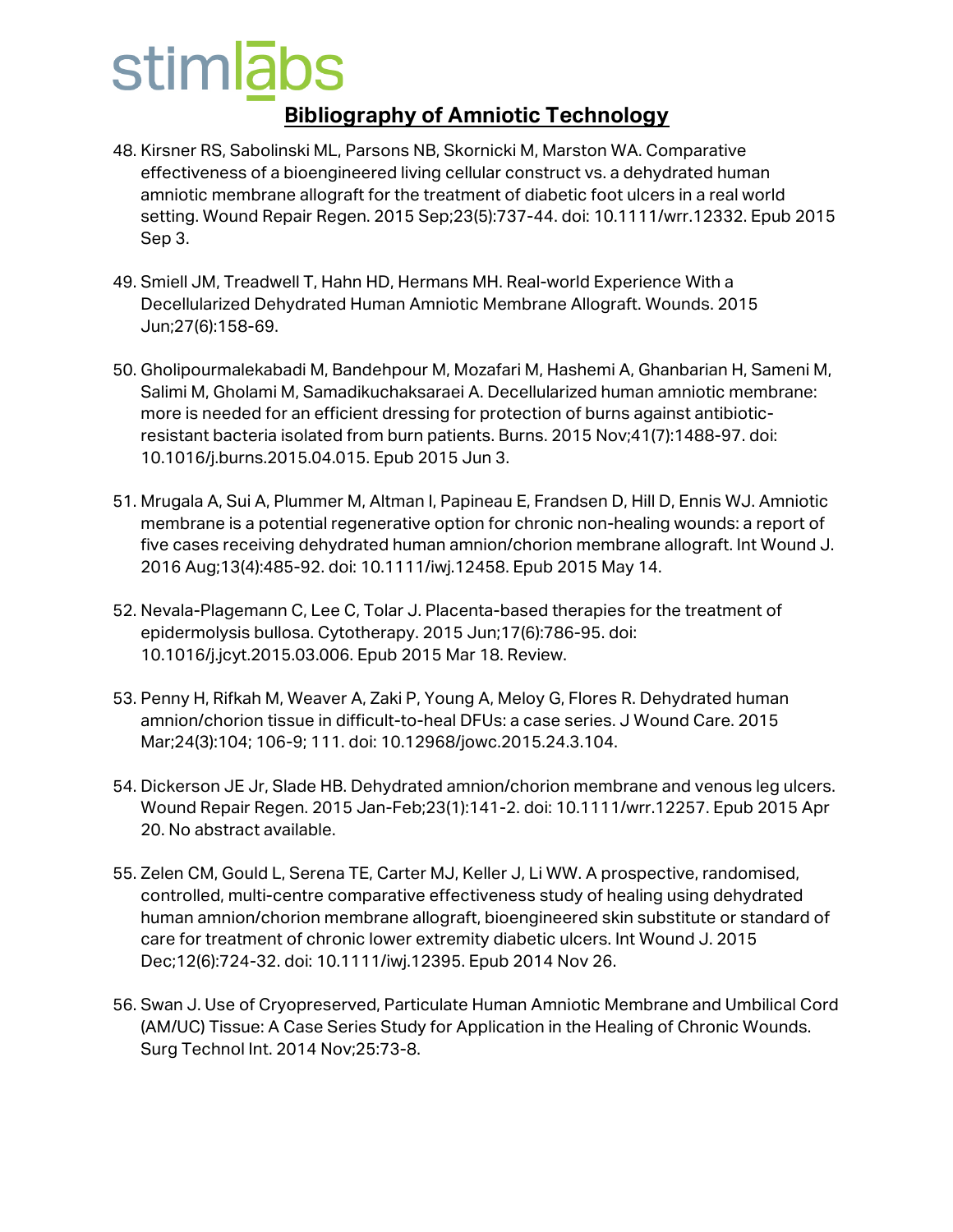## Bibliography of Amniotic Technology

48. Kirsner RS, Sabolinski ML, Parsons NB, Skornicki M, Marston WA. Comparative effectiveness of a bioengineered living cellular construct vs. a dehydrated human amniotic membrane allograft for the treatment of diabetic foot ulcers in a real world setting. Wound Repair Regen. 2015 Sep;23(5):737-44. doi: 10.1111/wrr.12332. Epub 2015 Sep 3.

49. Smiell JM, Treadwell T, Hahn HD, Hermans MH. Real-world Experience With a Decellularized Dehydrated Human Amniotic Membrane Allograft. Wounds. 2015 Jun;27(6):158-69.

50. Gholipourmalekabadi M, Bandehpour M, Mozafari M, Hashemi A, Ghanbarian H, Sameni M, Salimi M, Gholami M, Samadikuchaksaraei A. Decellularized human amniotic membrane: more is needed for an efficient dressing for protection of burns against antibiotic-resistant bacteria isolated from burn patients. Burns. 2015 Nov;41(7):1488-97. doi: 10.1016/j.burns.2015.04.015. Epub 2015 Jun 3.

51. Mrugala A, Sui A, Plummer M, Altman I, Papineau E, Frandsen D, Hill D, Ennis WJ. Amniotic membrane is a potential regenerative option for chronic non-healing wounds: a report of five cases receiving dehydrated human amnion/chorion membrane allograft. Int Wound J. 2016 Aug;13(4):485-92. doi: 10.1111/iwj.12458. Epub 2015 May 14.

52. Nevala-Plagemann C, Lee C, Tolar J. Placenta-based therapies for the treatment of epidermolysis bullosa. Cytotherapy. 2015 Jun;17(6):786-95. doi: 10.1016/j.jcyt.2015.03.006. Epub 2015 Mar 18. Review.

53. Penny H, Rifkah M, Weaver A, Zaki P, Young A, Meloy G, Flores R. Dehydrated human amnion/chorion tissue in difficult-to-heal DFUs: a case series. J Wound Care. 2015 Mar;24(3):104; 106-9; 111. doi: 10.12968/jowc.2015.24.3.104.

54. Dickerson JE Jr, Slade HB. Dehydrated amnion/chorion membrane and venous leg ulcers. Wound Repair Regen. 2015 Jan-Feb;23(1):141-2. doi: 10.1111/wrr.12257. Epub 2015 Apr 20. No abstract available.

55. Zelen CM, Gould L, Serena TE, Carter MJ, Keller J, Li WW. A prospective, randomised, controlled, multi-centre comparative effectiveness study of healing using dehydrated human amnion/chorion membrane allograft, bioengineered skin substitute or standard of care for treatment of chronic lower extremity diabetic ulcers. Int Wound J. 2015 Dec;12(6):724-32. doi: 10.1111/iwj.12395. Epub 2014 Nov 26.

56. Swan J. Use of Cryopreserved, Particulate Human Amniotic Membrane and Umbilical Cord (AM/UC) Tissue: A Case Series Study for Application in the Healing of Chronic Wounds. Surg Technol Int. 2014 Nov;25:73-8.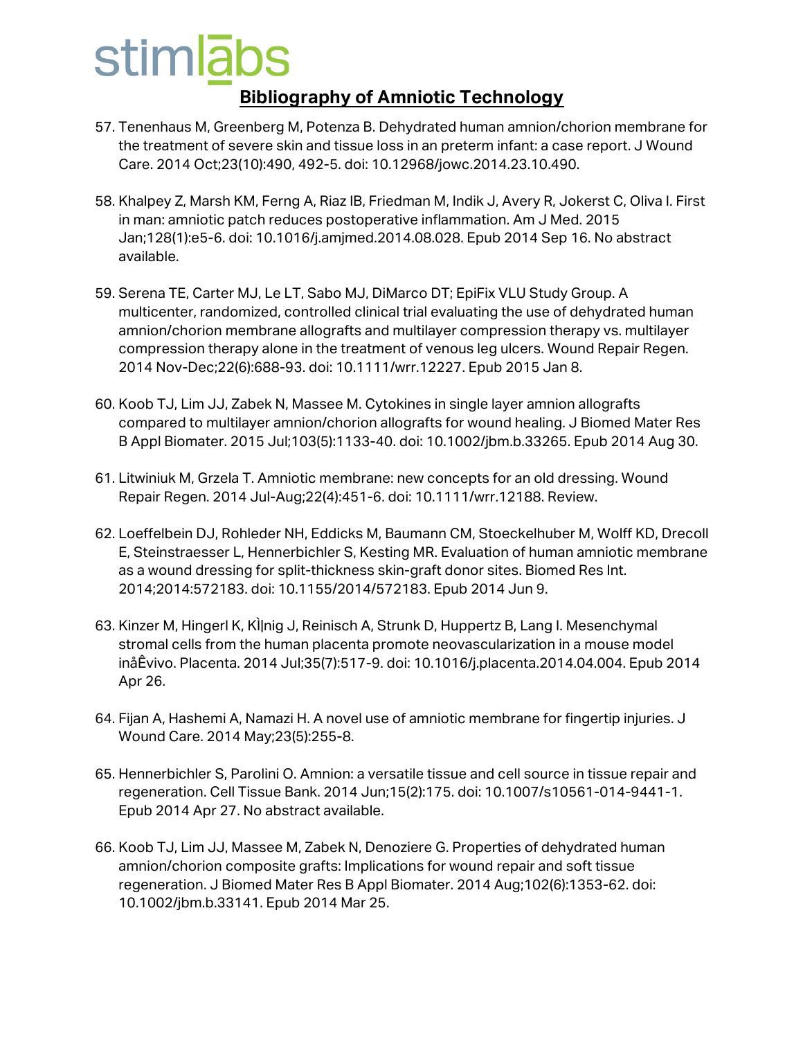## Bibliography of Amniotic Technology

57. Tenenhaus M, Greenberg M, Potenza B. Dehydrated human amnion/chorion membrane for the treatment of severe skin and tissue loss in an preterm infant: a case report. J Wound Care. 2014 Oct;23(10):490, 492-5. doi: 10.12968/jowc.2014.23.10.490.

58. Khalpey Z, Marsh KM, Ferng A, Riaz IB, Friedman M, Indik J, Avery R, Jokerst C, Oliva I. First in man: amniotic patch reduces postoperative inflammation. Am J Med. 2015 Jan;128(1):e5-6. doi: 10.1016/j.amjmed.2014.08.028. Epub 2014 Sep 16. No abstract available.

59. Serena TE, Carter MJ, Le LT, Sabo MJ, DiMarco DT; EpiFix VLU Study Group. A multicenter, randomized, controlled clinical trial evaluating the use of dehydrated human amnion/chorion membrane allografts and multilayer compression therapy vs. multilayer compression therapy alone in the treatment of venous leg ulcers. Wound Repair Regen. 2014 Nov-Dec;22(6):688-93. doi: 10.1111/wrr.12227. Epub 2015 Jan 8.

60. Koob TJ, Lim JJ, Zabek N, Massee M. Cytokines in single layer amnion allografts compared to multilayer amnion/chorion allografts for wound healing. J Biomed Mater Res B Appl Biomater. 2015 Jul;103(5):1133-40. doi: 10.1002/jbm.b.33265. Epub 2014 Aug 30.

61. Litwiniuk M, Grzela T. Amniotic membrane: new concepts for an old dressing. Wound Repair Regen. 2014 Jul-Aug;22(4):451-6. doi: 10.1111/wrr.12188. Review.

62. Loeffelbein DJ, Rohleder NH, Eddicks M, Baumann CM, Stoeckelhuber M, Wolff KD, Drecoll E, Steinstraesser L, Hennerbichler S, Kesting MR. Evaluation of human amniotic membrane as a wound dressing for split-thickness skin-graft donor sites. Biomed Res Int. 2014;2014:572183. doi: 10.1155/2014/572183. Epub 2014 Jun 9.

63. Kinzer M, Hingerl K, KÌ¦nig J, Reinisch A, Strunk D, Huppertz B, Lang I. Mesenchymal stromal cells from the human placenta promote neovascularization in a mouse model inåÊvivo. Placenta. 2014 Jul;35(7):517-9. doi: 10.1016/j.placenta.2014.04.004. Epub 2014 Apr 26.

64. Fijan A, Hashemi A, Namazi H. A novel use of amniotic membrane for fingertip injuries. J Wound Care. 2014 May;23(5):255-8.

65. Hennerbichler S, Parolini O. Amnion: a versatile tissue and cell source in tissue repair and regeneration. Cell Tissue Bank. 2014 Jun;15(2):175. doi: 10.1007/s10561-014-9441-1. Epub 2014 Apr 27. No abstract available.

66. Koob TJ, Lim JJ, Massee M, Zabek N, Denoziere G. Properties of dehydrated human amnion/chorion composite grafts: Implications for wound repair and soft tissue regeneration. J Biomed Mater Res B Appl Biomater. 2014 Aug;102(6):1353-62. doi: 10.1002/jbm.b.33141. Epub 2014 Mar 25.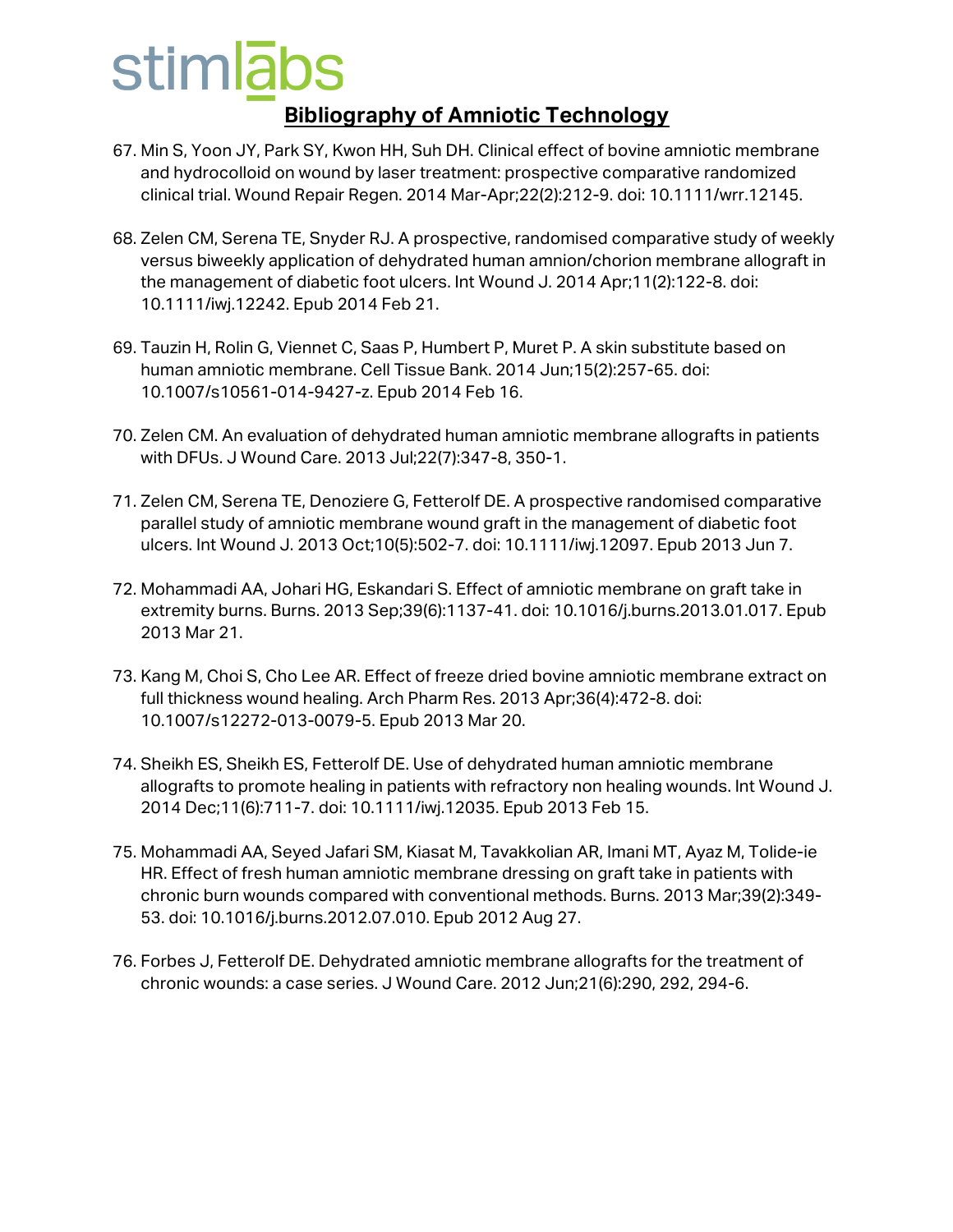## Bibliography of Amniotic Technology

67. Min S, Yoon JY, Park SY, Kwon HH, Suh DH. Clinical effect of bovine amniotic membrane and hydrocolloid on wound by laser treatment: prospective comparative randomized clinical trial. Wound Repair Regen. 2014 Mar-Apr;22(2):212-9. doi: 10.1111/wrr.12145.

68. Zelen CM, Serena TE, Snyder RJ. A prospective, randomised comparative study of weekly versus biweekly application of dehydrated human amnion/chorion membrane allograft in the management of diabetic foot ulcers. Int Wound J. 2014 Apr;11(2):122-8. doi: 10.1111/iwj.12242. Epub 2014 Feb 21.

69. Tauzin H, Rolin G, Viennet C, Saas P, Humbert P, Muret P. A skin substitute based on human amniotic membrane. Cell Tissue Bank. 2014 Jun;15(2):257-65. doi: 10.1007/s10561-014-9427-z. Epub 2014 Feb 16.

70. Zelen CM. An evaluation of dehydrated human amniotic membrane allografts in patients with DFUs. J Wound Care. 2013 Jul;22(7):347-8, 350-1.

71. Zelen CM, Serena TE, Denoziere G, Fetterolf DE. A prospective randomised comparative parallel study of amniotic membrane wound graft in the management of diabetic foot ulcers. Int Wound J. 2013 Oct;10(5):502-7. doi: 10.1111/iwj.12097. Epub 2013 Jun 7.

72. Mohammadi AA, Johari HG, Eskandari S. Effect of amniotic membrane on graft take in extremity burns. Burns. 2013 Sep;39(6):1137-41. doi: 10.1016/j.burns.2013.01.017. Epub 2013 Mar 21.

73. Kang M, Choi S, Cho Lee AR. Effect of freeze dried bovine amniotic membrane extract on full thickness wound healing. Arch Pharm Res. 2013 Apr;36(4):472-8. doi: 10.1007/s12272-013-0079-5. Epub 2013 Mar 20.

74. Sheikh ES, Sheikh ES, Fetterolf DE. Use of dehydrated human amniotic membrane allografts to promote healing in patients with refractory non healing wounds. Int Wound J. 2014 Dec;11(6):711-7. doi: 10.1111/iwj.12035. Epub 2013 Feb 15.

75. Mohammadi AA, Seyed Jafari SM, Kiasat M, Tavakkolian AR, Imani MT, Ayaz M, Tolide-ie HR. Effect of fresh human amniotic membrane dressing on graft take in patients with chronic burn wounds compared with conventional methods. Burns. 2013 Mar;39(2):349-53. doi: 10.1016/j.burns.2012.07.010. Epub 2012 Aug 27.

76. Forbes J, Fetterolf DE. Dehydrated amniotic membrane allografts for the treatment of chronic wounds: a case series. J Wound Care. 2012 Jun;21(6):290, 292, 294-6.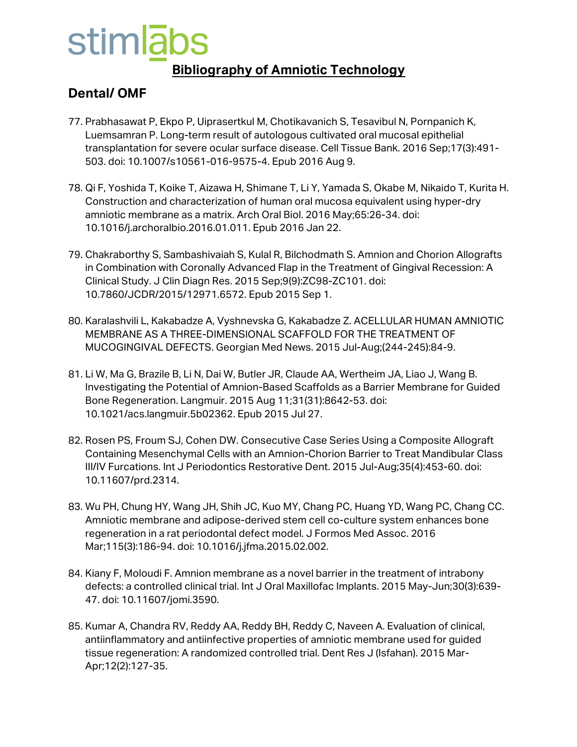## Bibliography of Amniotic Technology

### Dental/ OMF

77. Prabhasawat P, Ekpo P, Uiprasertkul M, Chotikavanich S, Tesavibul N, Pornpanich K, Luemsamran P. Long-term result of autologous cultivated oral mucosal epithelial transplantation for severe ocular surface disease. Cell Tissue Bank. 2016 Sep;17(3):491-503. doi: 10.1007/s10561-016-9575-4. Epub 2016 Aug 9.

78. Qi F, Yoshida T, Koike T, Aizawa H, Shimane T, Li Y, Yamada S, Okabe M, Nikaido T, Kurita H. Construction and characterization of human oral mucosa equivalent using hyper-dry amniotic membrane as a matrix. Arch Oral Biol. 2016 May;65:26-34. doi: 10.1016/j.archoralbio.2016.01.011. Epub 2016 Jan 22.

79. Chakraborthy S, Sambashivaiah S, Kulal R, Bilchodmath S. Amnion and Chorion Allografts in Combination with Coronally Advanced Flap in the Treatment of Gingival Recession: A Clinical Study. J Clin Diagn Res. 2015 Sep;9(9):ZC98-ZC101. doi: 10.7860/JCDR/2015/12971.6572. Epub 2015 Sep 1.

80. Karalashvili L, Kakabadze A, Vyshnevska G, Kakabadze Z. ACELLULAR HUMAN AMNIOTIC MEMBRANE AS A THREE-DIMENSIONAL SCAFFOLD FOR THE TREATMENT OF MUCOGINGIVAL DEFECTS. Georgian Med News. 2015 Jul-Aug;(244-245):84-9.

81. Li W, Ma G, Brazile B, Li N, Dai W, Butler JR, Claude AA, Wertheim JA, Liao J, Wang B. Investigating the Potential of Amnion-Based Scaffolds as a Barrier Membrane for Guided Bone Regeneration. Langmuir. 2015 Aug 11;31(31):8642-53. doi: 10.1021/acs.langmuir.5b02362. Epub 2015 Jul 27.

82. Rosen PS, Froum SJ, Cohen DW. Consecutive Case Series Using a Composite Allograft Containing Mesenchymal Cells with an Amnion-Chorion Barrier to Treat Mandibular Class III/IV Furcations. Int J Periodontics Restorative Dent. 2015 Jul-Aug;35(4):453-60. doi: 10.11607/prd.2314.

83. Wu PH, Chung HY, Wang JH, Shih JC, Kuo MY, Chang PC, Huang YD, Wang PC, Chang CC. Amniotic membrane and adipose-derived stem cell co-culture system enhances bone regeneration in a rat periodontal defect model. J Formos Med Assoc. 2016 Mar;115(3):186-94. doi: 10.1016/j.jfma.2015.02.002.

84. Kiany F, Moloudi F. Amnion membrane as a novel barrier in the treatment of intrabony defects: a controlled clinical trial. Int J Oral Maxillofac Implants. 2015 May-Jun;30(3):639-47. doi: 10.11607/jomi.3590.

85. Kumar A, Chandra RV, Reddy AA, Reddy BH, Reddy C, Naveen A. Evaluation of clinical, antiinflammatory and antiinfective properties of amniotic membrane used for guided tissue regeneration: A randomized controlled trial. Dent Res J (Isfahan). 2015 Mar-Apr;12(2):127-35.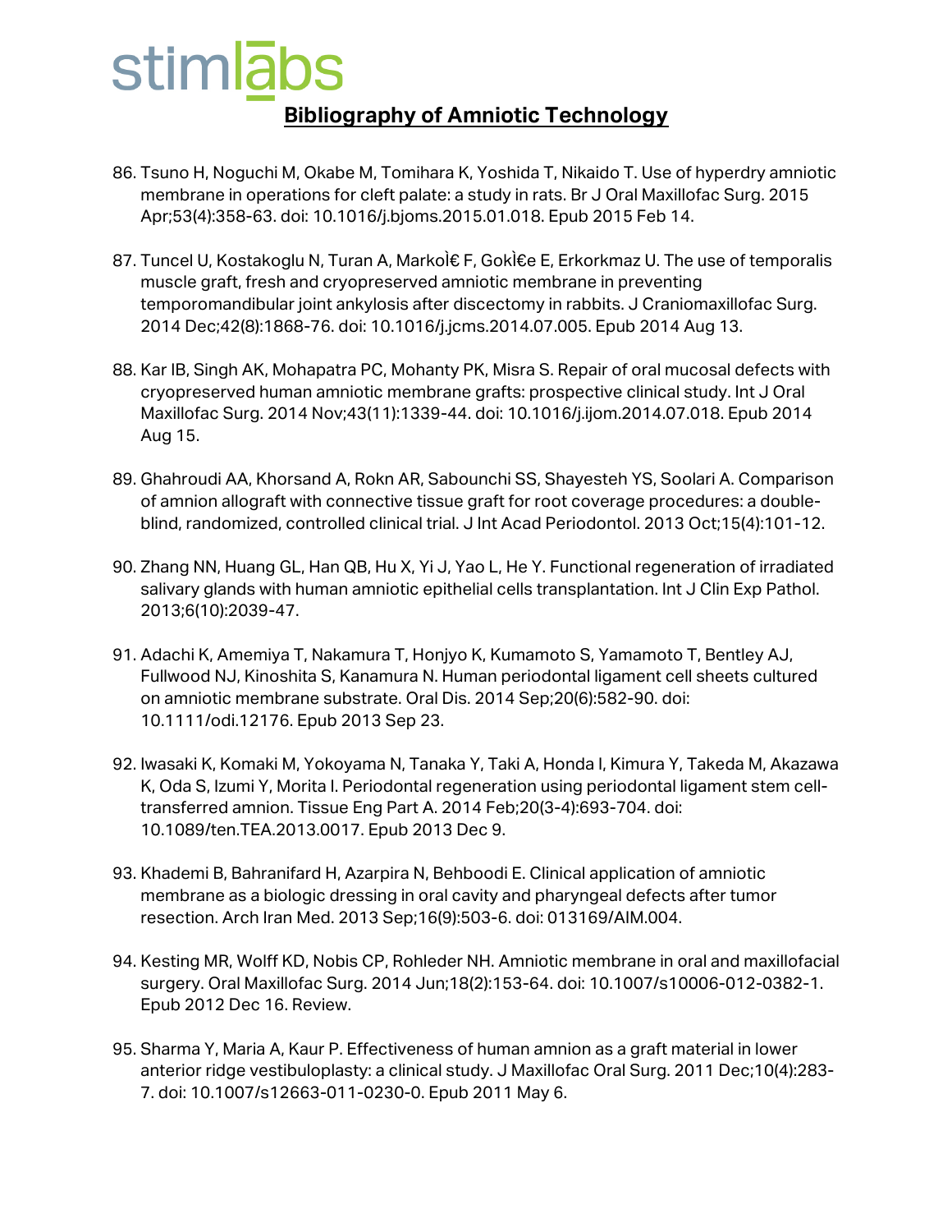## Bibliography of Amniotic Technology

86. Tsuno H, Noguchi M, Okabe M, Tomihara K, Yoshida T, Nikaido T. Use of hyperdry amniotic membrane in operations for cleft palate: a study in rats. Br J Oral Maxillofac Surg. 2015 Apr;53(4):358-63. doi: 10.1016/j.bjoms.2015.01.018. Epub 2015 Feb 14.

87. Tuncel U, Kostakoglu N, Turan A, MarkoÌ€ F, GokÌ€e E, Erkorkmaz U. The use of temporalis muscle graft, fresh and cryopreserved amniotic membrane in preventing temporomandibular joint ankylosis after discectomy in rabbits. J Craniomaxillofac Surg. 2014 Dec;42(8):1868-76. doi: 10.1016/j.jcms.2014.07.005. Epub 2014 Aug 13.

88. Kar IB, Singh AK, Mohapatra PC, Mohanty PK, Misra S. Repair of oral mucosal defects with cryopreserved human amniotic membrane grafts: prospective clinical study. Int J Oral Maxillofac Surg. 2014 Nov;43(11):1339-44. doi: 10.1016/j.ijom.2014.07.018. Epub 2014 Aug 15.

89. Ghahroudi AA, Khorsand A, Rokn AR, Sabounchi SS, Shayesteh YS, Soolari A. Comparison of amnion allograft with connective tissue graft for root coverage procedures: a double-blind, randomized, controlled clinical trial. J Int Acad Periodontol. 2013 Oct;15(4):101-12.

90. Zhang NN, Huang GL, Han QB, Hu X, Yi J, Yao L, He Y. Functional regeneration of irradiated salivary glands with human amniotic epithelial cells transplantation. Int J Clin Exp Pathol. 2013;6(10):2039-47.

91. Adachi K, Amemiya T, Nakamura T, Honjyo K, Kumamoto S, Yamamoto T, Bentley AJ, Fullwood NJ, Kinoshita S, Kanamura N. Human periodontal ligament cell sheets cultured on amniotic membrane substrate. Oral Dis. 2014 Sep;20(6):582-90. doi: 10.1111/odi.12176. Epub 2013 Sep 23.

92. Iwasaki K, Komaki M, Yokoyama N, Tanaka Y, Taki A, Honda I, Kimura Y, Takeda M, Akazawa K, Oda S, Izumi Y, Morita I. Periodontal regeneration using periodontal ligament stem cell-transferred amnion. Tissue Eng Part A. 2014 Feb;20(3-4):693-704. doi: 10.1089/ten.TEA.2013.0017. Epub 2013 Dec 9.

93. Khademi B, Bahranifard H, Azarpira N, Behboodi E. Clinical application of amniotic membrane as a biologic dressing in oral cavity and pharyngeal defects after tumor resection. Arch Iran Med. 2013 Sep;16(9):503-6. doi: 013169/AIM.004.

94. Kesting MR, Wolff KD, Nobis CP, Rohleder NH. Amniotic membrane in oral and maxillofacial surgery. Oral Maxillofac Surg. 2014 Jun;18(2):153-64. doi: 10.1007/s10006-012-0382-1. Epub 2012 Dec 16. Review.

95. Sharma Y, Maria A, Kaur P. Effectiveness of human amnion as a graft material in lower anterior ridge vestibuloplasty: a clinical study. J Maxillofac Oral Surg. 2011 Dec;10(4):283-7. doi: 10.1007/s12663-011-0230-0. Epub 2011 May 6.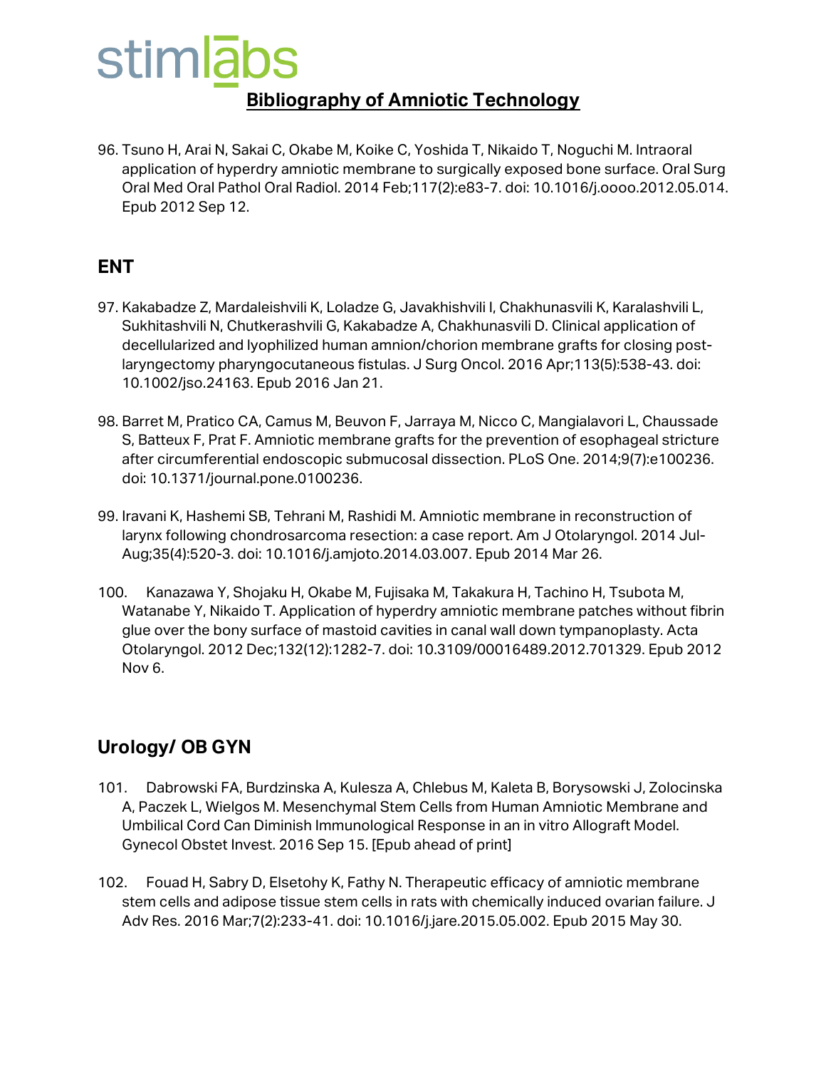96. Tsuno H, Arai N, Sakai C, Okabe M, Koike C, Yoshida T, Nikaido T, Noguchi M. Intraoral application of hyperdry amniotic membrane to surgically exposed bone surface. Oral Surg Oral Med Oral Pathol Oral Radiol. 2014 Feb;117(2):e83-7. doi: 10.1016/j.oooo.2012.05.014. Epub 2012 Sep 12.

## ENT

97. Kakabadze Z, Mardaleishvili K, Loladze G, Javakhishvili I, Chakhunasvili K, Karalashvili L, Sukhitashvili N, Chutkerashvili G, Kakabadze A, Chakhunasvili D. Clinical application of decellularized and lyophilized human amnion/chorion membrane grafts for closing post-laryngectomy pharyngocutaneous fistulas. J Surg Oncol. 2016 Apr;113(5):538-43. doi: 10.1002/jso.24163. Epub 2016 Jan 21.

98. Barret M, Pratico CA, Camus M, Beuvon F, Jarraya M, Nicco C, Mangialavori L, Chaussade S, Batteux F, Prat F. Amniotic membrane grafts for the prevention of esophageal stricture after circumferential endoscopic submucosal dissection. PLoS One. 2014;9(7):e100236. doi: 10.1371/journal.pone.0100236.

99. Iravani K, Hashemi SB, Tehrani M, Rashidi M. Amniotic membrane in reconstruction of larynx following chondrosarcoma resection: a case report. Am J Otolaryngol. 2014 Jul-Aug;35(4):520-3. doi: 10.1016/j.amjoto.2014.03.007. Epub 2014 Mar 26.

100. Kanazawa Y, Shojaku H, Okabe M, Fujisaka M, Takakura H, Tachino H, Tsubota M, Watanabe Y, Nikaido T. Application of hyperdry amniotic membrane patches without fibrin glue over the bony surface of mastoid cavities in canal wall down tympanoplasty. Acta Otolaryngol. 2012 Dec;132(12):1282-7. doi: 10.3109/00016489.2012.701329. Epub 2012 Nov 6.

## Urology/ OB GYN

101. Dabrowski FA, Burdzinska A, Kulesza A, Chlebus M, Kaleta B, Borysowski J, Zolocinska A, Paczek L, Wielgos M. Mesenchymal Stem Cells from Human Amniotic Membrane and Umbilical Cord Can Diminish Immunological Response in an in vitro Allograft Model. Gynecol Obstet Invest. 2016 Sep 15. [Epub ahead of print]

102. Fouad H, Sabry D, Elsetohy K, Fathy N. Therapeutic efficacy of amniotic membrane stem cells and adipose tissue stem cells in rats with chemically induced ovarian failure. J Adv Res. 2016 Mar;7(2):233-41. doi: 10.1016/j.jare.2015.05.002. Epub 2015 May 30.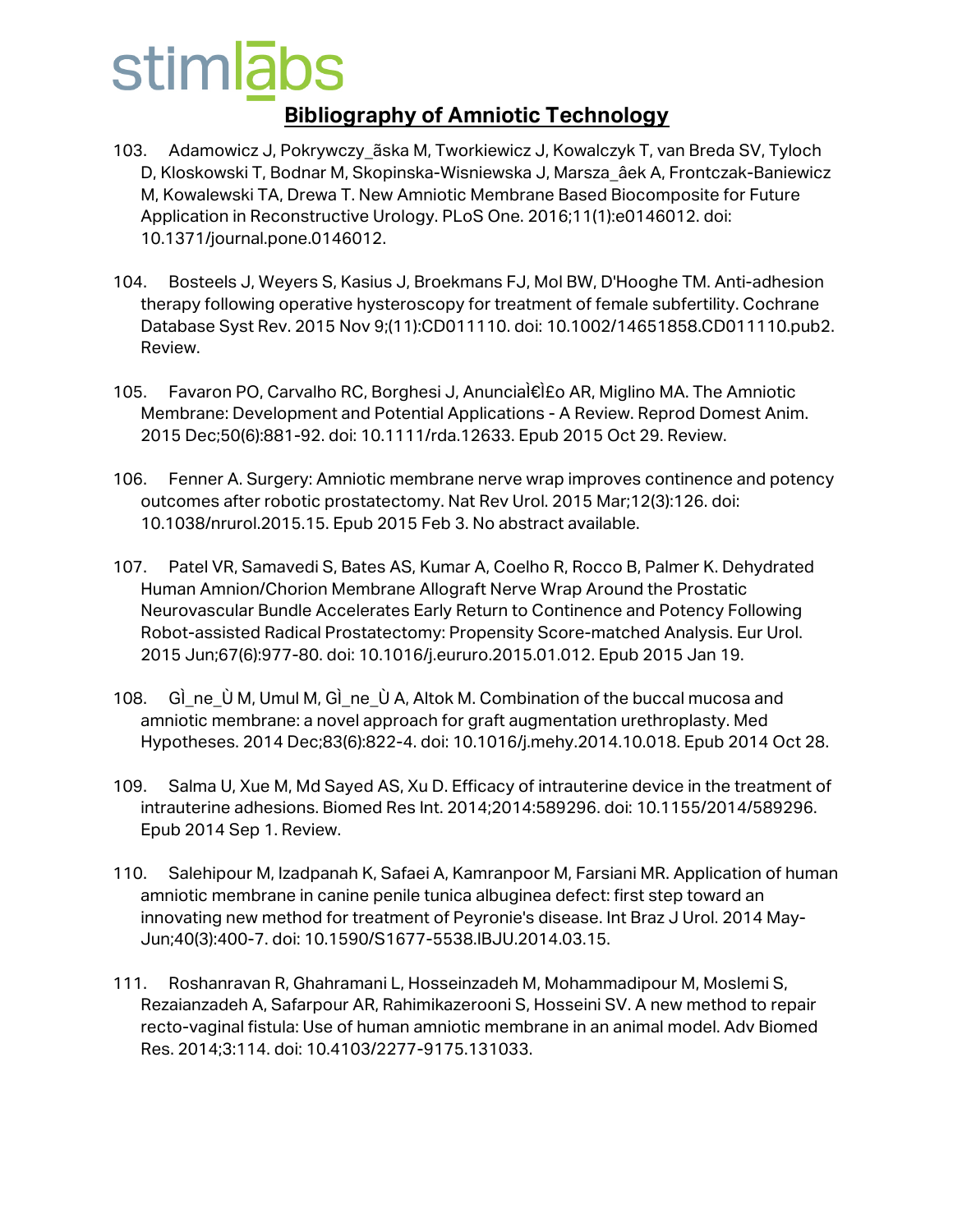## Bibliography of Amniotic Technology

103. Adamowicz J, Pokrywczy_ãska M, Tworkiewicz J, Kowalczyk T, van Breda SV, Tyloch D, Kloskowski T, Bodnar M, Skopinska-Wisniewska J, Marsza_âek A, Frontczak-Baniewicz M, Kowalewski TA, Drewa T. New Amniotic Membrane Based Biocomposite for Future Application in Reconstructive Urology. PLoS One. 2016;11(1):e0146012. doi: 10.1371/journal.pone.0146012.

104. Bosteels J, Weyers S, Kasius J, Broekmans FJ, Mol BW, D'Hooghe TM. Anti-adhesion therapy following operative hysteroscopy for treatment of female subfertility. Cochrane Database Syst Rev. 2015 Nov 9;(11):CD011110. doi: 10.1002/14651858.CD011110.pub2. Review.

105. Favaron PO, Carvalho RC, Borghesi J, AnunciaÌ€Ì£o AR, Miglino MA. The Amniotic Membrane: Development and Potential Applications - A Review. Reprod Domest Anim. 2015 Dec;50(6):881-92. doi: 10.1111/rda.12633. Epub 2015 Oct 29. Review.

106. Fenner A. Surgery: Amniotic membrane nerve wrap improves continence and potency outcomes after robotic prostatectomy. Nat Rev Urol. 2015 Mar;12(3):126. doi: 10.1038/nrurol.2015.15. Epub 2015 Feb 3. No abstract available.

107. Patel VR, Samavedi S, Bates AS, Kumar A, Coelho R, Rocco B, Palmer K. Dehydrated Human Amnion/Chorion Membrane Allograft Nerve Wrap Around the Prostatic Neurovascular Bundle Accelerates Early Return to Continence and Potency Following Robot-assisted Radical Prostatectomy: Propensity Score-matched Analysis. Eur Urol. 2015 Jun;67(6):977-80. doi: 10.1016/j.eururo.2015.01.012. Epub 2015 Jan 19.

108. GÌ_ne_Ù M, Umul M, GÌ_ne_Ù A, Altok M. Combination of the buccal mucosa and amniotic membrane: a novel approach for graft augmentation urethroplasty. Med Hypotheses. 2014 Dec;83(6):822-4. doi: 10.1016/j.mehy.2014.10.018. Epub 2014 Oct 28.

109. Salma U, Xue M, Md Sayed AS, Xu D. Efficacy of intrauterine device in the treatment of intrauterine adhesions. Biomed Res Int. 2014;2014:589296. doi: 10.1155/2014/589296. Epub 2014 Sep 1. Review.

110. Salehipour M, Izadpanah K, Safaei A, Kamranpoor M, Farsiani MR. Application of human amniotic membrane in canine penile tunica albuginea defect: first step toward an innovating new method for treatment of Peyronie's disease. Int Braz J Urol. 2014 May-Jun;40(3):400-7. doi: 10.1590/S1677-5538.IBJU.2014.03.15.

111. Roshanravan R, Ghahramani L, Hosseinzadeh M, Mohammadipour M, Moslemi S, Rezaianzadeh A, Safarpour AR, Rahimikazerooni S, Hosseini SV. A new method to repair recto-vaginal fistula: Use of human amniotic membrane in an animal model. Adv Biomed Res. 2014;3:114. doi: 10.4103/2277-9175.131033.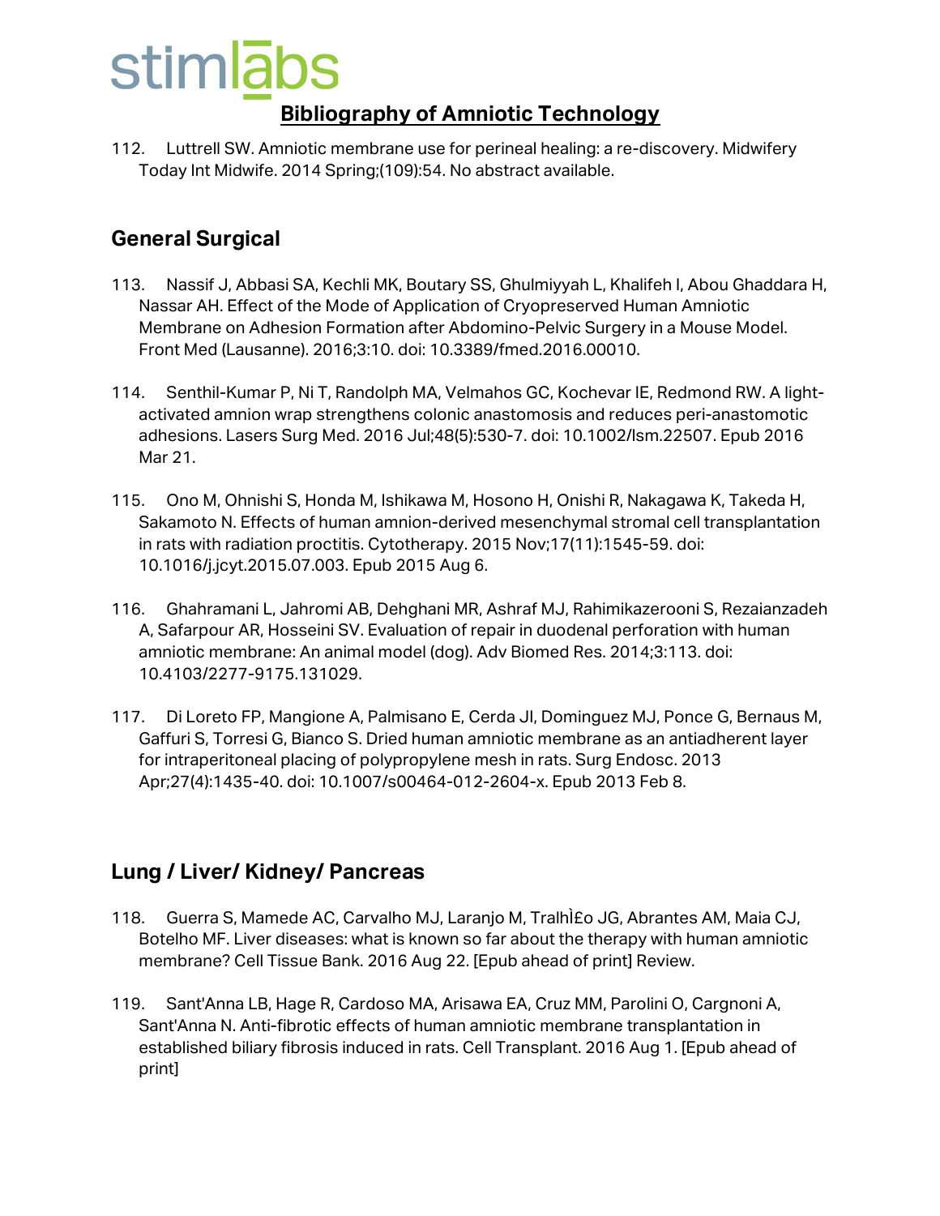112. Luttrell SW. Amniotic membrane use for perineal healing: a re-discovery. Midwifery Today Int Midwife. 2014 Spring;(109):54. No abstract available.

## General Surgical

113. Nassif J, Abbasi SA, Kechli MK, Boutary SS, Ghulmiyyah L, Khalifeh I, Abou Ghaddara H, Nassar AH. Effect of the Mode of Application of Cryopreserved Human Amniotic Membrane on Adhesion Formation after Abdomino-Pelvic Surgery in a Mouse Model. Front Med (Lausanne). 2016;3:10. doi: 10.3389/fmed.2016.00010.

114. Senthil-Kumar P, Ni T, Randolph MA, Velmahos GC, Kochevar IE, Redmond RW. A light-activated amnion wrap strengthens colonic anastomosis and reduces peri-anastomotic adhesions. Lasers Surg Med. 2016 Jul;48(5):530-7. doi: 10.1002/lsm.22507. Epub 2016 Mar 21.

115. Ono M, Ohnishi S, Honda M, Ishikawa M, Hosono H, Onishi R, Nakagawa K, Takeda H, Sakamoto N. Effects of human amnion-derived mesenchymal stromal cell transplantation in rats with radiation proctitis. Cytotherapy. 2015 Nov;17(11):1545-59. doi: 10.1016/j.jcyt.2015.07.003. Epub 2015 Aug 6.

116. Ghahramani L, Jahromi AB, Dehghani MR, Ashraf MJ, Rahimikazerooni S, Rezaianzadeh A, Safarpour AR, Hosseini SV. Evaluation of repair in duodenal perforation with human amniotic membrane: An animal model (dog). Adv Biomed Res. 2014;3:113. doi: 10.4103/2277-9175.131029.

117. Di Loreto FP, Mangione A, Palmisano E, Cerda JI, Dominguez MJ, Ponce G, Bernaus M, Gaffuri S, Torresi G, Bianco S. Dried human amniotic membrane as an antiadherent layer for intraperitoneal placing of polypropylene mesh in rats. Surg Endosc. 2013 Apr;27(4):1435-40. doi: 10.1007/s00464-012-2604-x. Epub 2013 Feb 8.

## Lung / Liver/ Kidney/ Pancreas

118. Guerra S, Mamede AC, Carvalho MJ, Laranjo M, TralhÌ£o JG, Abrantes AM, Maia CJ, Botelho MF. Liver diseases: what is known so far about the therapy with human amniotic membrane? Cell Tissue Bank. 2016 Aug 22. [Epub ahead of print] Review.

119. Sant'Anna LB, Hage R, Cardoso MA, Arisawa EA, Cruz MM, Parolini O, Cargnoni A, Sant'Anna N. Anti-fibrotic effects of human amniotic membrane transplantation in established biliary fibrosis induced in rats. Cell Transplant. 2016 Aug 1. [Epub ahead of print]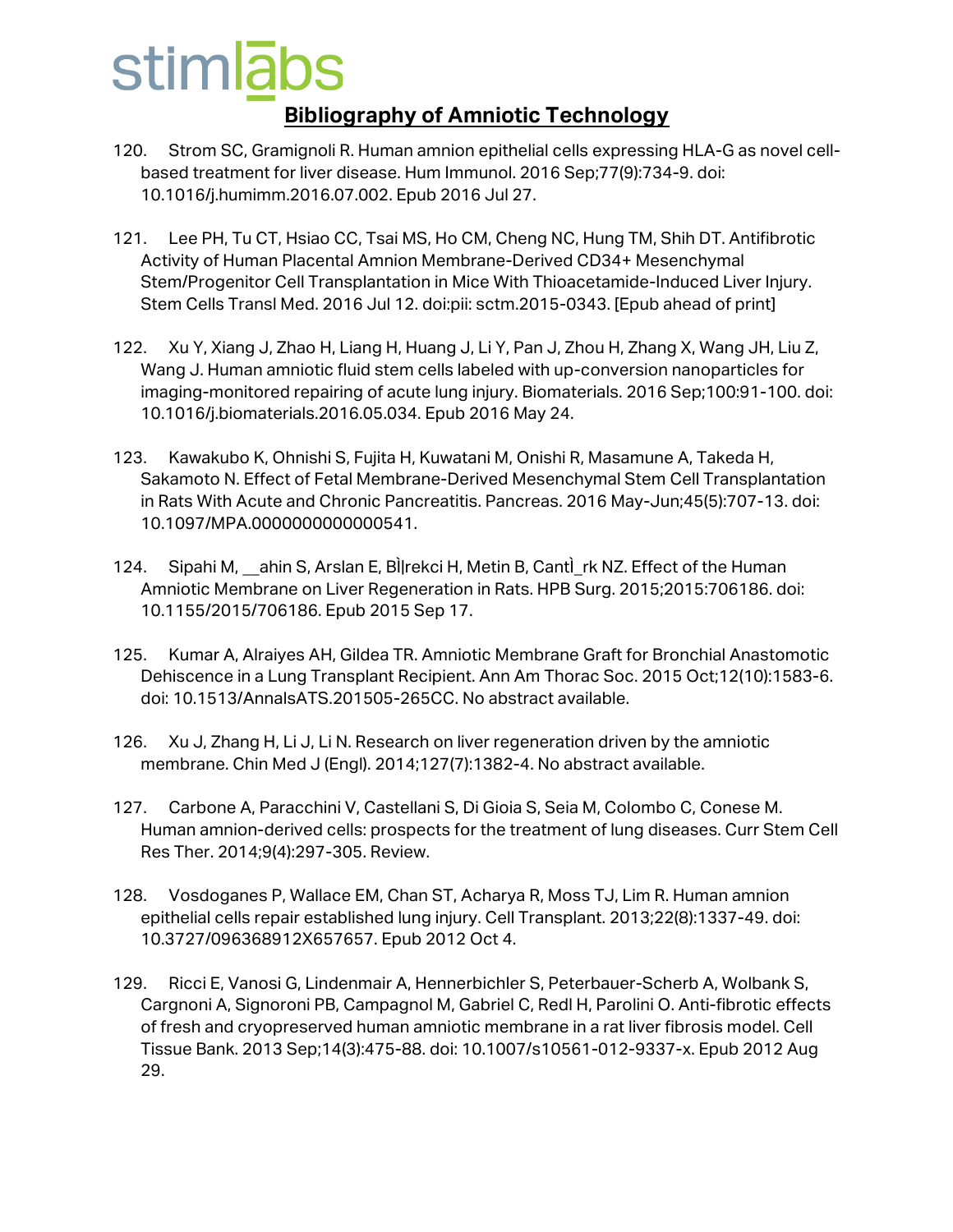## Bibliography of Amniotic Technology

120. Strom SC, Gramignoli R. Human amnion epithelial cells expressing HLA-G as novel cell-based treatment for liver disease. Hum Immunol. 2016 Sep;77(9):734-9. doi: 10.1016/j.humimm.2016.07.002. Epub 2016 Jul 27.

121. Lee PH, Tu CT, Hsiao CC, Tsai MS, Ho CM, Cheng NC, Hung TM, Shih DT. Antifibrotic Activity of Human Placental Amnion Membrane-Derived CD34+ Mesenchymal Stem/Progenitor Cell Transplantation in Mice With Thioacetamide-Induced Liver Injury. Stem Cells Transl Med. 2016 Jul 12. doi:pii: sctm.2015-0343. [Epub ahead of print]

122. Xu Y, Xiang J, Zhao H, Liang H, Huang J, Li Y, Pan J, Zhou H, Zhang X, Wang JH, Liu Z, Wang J. Human amniotic fluid stem cells labeled with up-conversion nanoparticles for imaging-monitored repairing of acute lung injury. Biomaterials. 2016 Sep;100:91-100. doi: 10.1016/j.biomaterials.2016.05.034. Epub 2016 May 24.

123. Kawakubo K, Ohnishi S, Fujita H, Kuwatani M, Onishi R, Masamune A, Takeda H, Sakamoto N. Effect of Fetal Membrane-Derived Mesenchymal Stem Cell Transplantation in Rats With Acute and Chronic Pancreatitis. Pancreas. 2016 May-Jun;45(5):707-13. doi: 10.1097/MPA.0000000000000541.

124. Sipahi M, __ahin S, Arslan E, BÌ|rekci H, Metin B, CantÌ_rk NZ. Effect of the Human Amniotic Membrane on Liver Regeneration in Rats. HPB Surg. 2015;2015:706186. doi: 10.1155/2015/706186. Epub 2015 Sep 17.

125. Kumar A, Alraiyes AH, Gildea TR. Amniotic Membrane Graft for Bronchial Anastomotic Dehiscence in a Lung Transplant Recipient. Ann Am Thorac Soc. 2015 Oct;12(10):1583-6. doi: 10.1513/AnnalsATS.201505-265CC. No abstract available.

126. Xu J, Zhang H, Li J, Li N. Research on liver regeneration driven by the amniotic membrane. Chin Med J (Engl). 2014;127(7):1382-4. No abstract available.

127. Carbone A, Paracchini V, Castellani S, Di Gioia S, Seia M, Colombo C, Conese M. Human amnion-derived cells: prospects for the treatment of lung diseases. Curr Stem Cell Res Ther. 2014;9(4):297-305. Review.

128. Vosdoganes P, Wallace EM, Chan ST, Acharya R, Moss TJ, Lim R. Human amnion epithelial cells repair established lung injury. Cell Transplant. 2013;22(8):1337-49. doi: 10.3727/096368912X657657. Epub 2012 Oct 4.

129. Ricci E, Vanosi G, Lindenmair A, Hennerbichler S, Peterbauer-Scherb A, Wolbank S, Cargnoni A, Signoroni PB, Campagnol M, Gabriel C, Redl H, Parolini O. Anti-fibrotic effects of fresh and cryopreserved human amniotic membrane in a rat liver fibrosis model. Cell Tissue Bank. 2013 Sep;14(3):475-88. doi: 10.1007/s10561-012-9337-x. Epub 2012 Aug 29.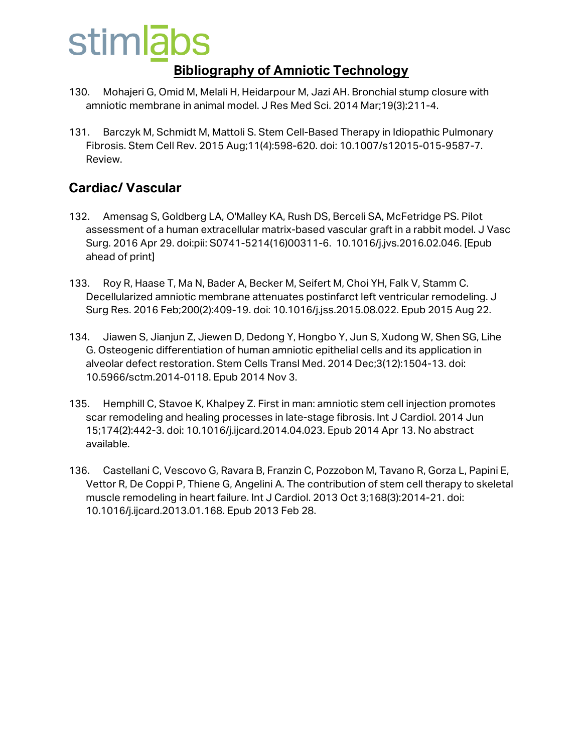130. Mohajeri G, Omid M, Melali H, Heidarpour M, Jazi AH. Bronchial stump closure with amniotic membrane in animal model. J Res Med Sci. 2014 Mar;19(3):211-4.

131. Barczyk M, Schmidt M, Mattoli S. Stem Cell-Based Therapy in Idiopathic Pulmonary Fibrosis. Stem Cell Rev. 2015 Aug;11(4):598-620. doi: 10.1007/s12015-015-9587-7. Review.

## Cardiac/ Vascular

132. Amensag S, Goldberg LA, O'Malley KA, Rush DS, Berceli SA, McFetridge PS. Pilot assessment of a human extracellular matrix-based vascular graft in a rabbit model. J Vasc Surg. 2016 Apr 29. doi:pii: S0741-5214(16)00311-6. 10.1016/j.jvs.2016.02.046. [Epub ahead of print]

133. Roy R, Haase T, Ma N, Bader A, Becker M, Seifert M, Choi YH, Falk V, Stamm C. Decellularized amniotic membrane attenuates postinfarct left ventricular remodeling. J Surg Res. 2016 Feb;200(2):409-19. doi: 10.1016/j.jss.2015.08.022. Epub 2015 Aug 22.

134. Jiawen S, Jianjun Z, Jiewen D, Dedong Y, Hongbo Y, Jun S, Xudong W, Shen SG, Lihe G. Osteogenic differentiation of human amniotic epithelial cells and its application in alveolar defect restoration. Stem Cells Transl Med. 2014 Dec;3(12):1504-13. doi: 10.5966/sctm.2014-0118. Epub 2014 Nov 3.

135. Hemphill C, Stavoe K, Khalpey Z. First in man: amniotic stem cell injection promotes scar remodeling and healing processes in late-stage fibrosis. Int J Cardiol. 2014 Jun 15;174(2):442-3. doi: 10.1016/j.ijcard.2014.04.023. Epub 2014 Apr 13. No abstract available.

136. Castellani C, Vescovo G, Ravara B, Franzin C, Pozzobon M, Tavano R, Gorza L, Papini E, Vettor R, De Coppi P, Thiene G, Angelini A. The contribution of stem cell therapy to skeletal muscle remodeling in heart failure. Int J Cardiol. 2013 Oct 3;168(3):2014-21. doi: 10.1016/j.ijcard.2013.01.168. Epub 2013 Feb 28.